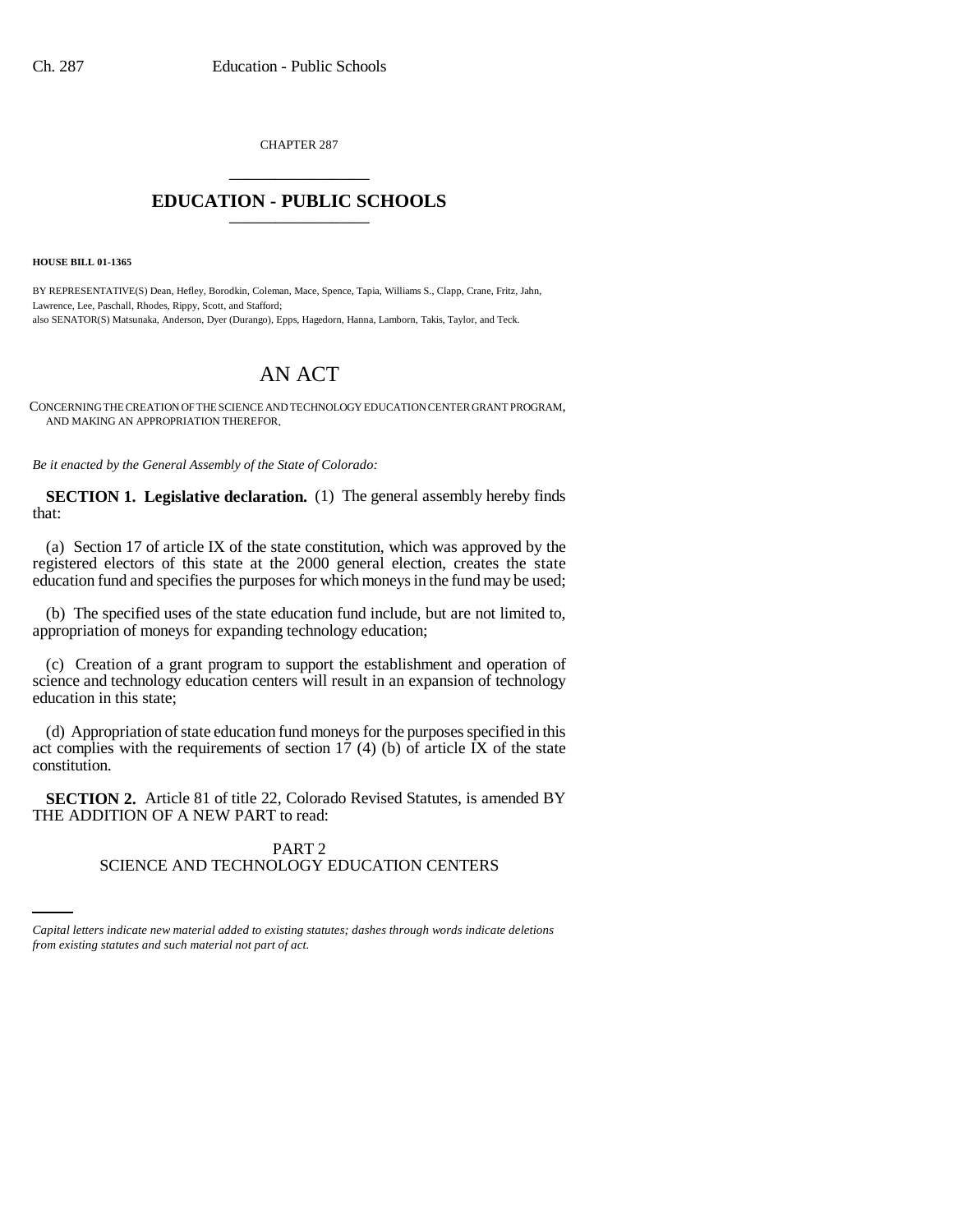CHAPTER 287

# EDUCATION - PUBLIC SCHOOLS

**HOUSE BILL 01-1365**

BY REPRESENTATIVE(S) Dean, Hefley, Borodkin, Coleman, Mace, Spence, Tapia, Williams S., Clapp, Crane, Fritz, Jahn, Lawrence, Lee, Paschall, Rhodes, Rippy, Scott, and Stafford;
also SENATOR(S) Matsunaka, Anderson, Dyer (Durango), Epps, Hagedorn, Hanna, Lamborn, Takis, Taylor, and Teck.

# AN ACT

CONCERNING THE CREATION OF THE SCIENCE AND TECHNOLOGY EDUCATION CENTER GRANT PROGRAM, AND MAKING AN APPROPRIATION THEREFOR.

*Be it enacted by the General Assembly of the State of Colorado:*

**SECTION 1. Legislative declaration.** (1) The general assembly hereby finds that:

(a) Section 17 of article IX of the state constitution, which was approved by the registered electors of this state at the 2000 general election, creates the state education fund and specifies the purposes for which moneys in the fund may be used;

(b) The specified uses of the state education fund include, but are not limited to, appropriation of moneys for expanding technology education;

(c) Creation of a grant program to support the establishment and operation of science and technology education centers will result in an expansion of technology education in this state;

(d) Appropriation of state education fund moneys for the purposes specified in this act complies with the requirements of section 17 (4) (b) of article IX of the state constitution.

**SECTION 2.** Article 81 of title 22, Colorado Revised Statutes, is amended BY THE ADDITION OF A NEW PART to read:

PART 2
SCIENCE AND TECHNOLOGY EDUCATION CENTERS

*Capital letters indicate new material added to existing statutes; dashes through words indicate deletions from existing statutes and such material not part of act.*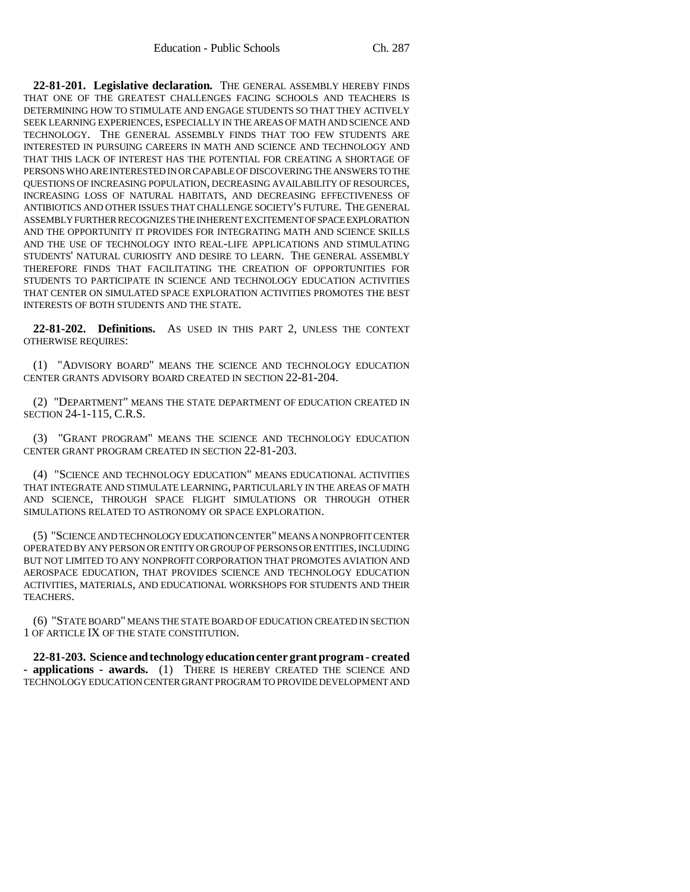**22-81-201. Legislative declaration.** THE GENERAL ASSEMBLY HEREBY FINDS THAT ONE OF THE GREATEST CHALLENGES FACING SCHOOLS AND TEACHERS IS DETERMINING HOW TO STIMULATE AND ENGAGE STUDENTS SO THAT THEY ACTIVELY SEEK LEARNING EXPERIENCES, ESPECIALLY IN THE AREAS OF MATH AND SCIENCE AND TECHNOLOGY. THE GENERAL ASSEMBLY FINDS THAT TOO FEW STUDENTS ARE INTERESTED IN PURSUING CAREERS IN MATH AND SCIENCE AND TECHNOLOGY AND THAT THIS LACK OF INTEREST HAS THE POTENTIAL FOR CREATING A SHORTAGE OF PERSONS WHO ARE INTERESTED IN OR CAPABLE OF DISCOVERING THE ANSWERS TO THE QUESTIONS OF INCREASING POPULATION, DECREASING AVAILABILITY OF RESOURCES, INCREASING LOSS OF NATURAL HABITATS, AND DECREASING EFFECTIVENESS OF ANTIBIOTICS AND OTHER ISSUES THAT CHALLENGE SOCIETY'S FUTURE. THE GENERAL ASSEMBLY FURTHER RECOGNIZES THE INHERENT EXCITEMENT OF SPACE EXPLORATION AND THE OPPORTUNITY IT PROVIDES FOR INTEGRATING MATH AND SCIENCE SKILLS AND THE USE OF TECHNOLOGY INTO REAL-LIFE APPLICATIONS AND STIMULATING STUDENTS' NATURAL CURIOSITY AND DESIRE TO LEARN. THE GENERAL ASSEMBLY THEREFORE FINDS THAT FACILITATING THE CREATION OF OPPORTUNITIES FOR STUDENTS TO PARTICIPATE IN SCIENCE AND TECHNOLOGY EDUCATION ACTIVITIES THAT CENTER ON SIMULATED SPACE EXPLORATION ACTIVITIES PROMOTES THE BEST INTERESTS OF BOTH STUDENTS AND THE STATE.

**22-81-202. Definitions.** AS USED IN THIS PART 2, UNLESS THE CONTEXT OTHERWISE REQUIRES:

(1) "ADVISORY BOARD" MEANS THE SCIENCE AND TECHNOLOGY EDUCATION CENTER GRANTS ADVISORY BOARD CREATED IN SECTION 22-81-204.

(2) "DEPARTMENT" MEANS THE STATE DEPARTMENT OF EDUCATION CREATED IN SECTION 24-1-115, C.R.S.

(3) "GRANT PROGRAM" MEANS THE SCIENCE AND TECHNOLOGY EDUCATION CENTER GRANT PROGRAM CREATED IN SECTION 22-81-203.

(4) "SCIENCE AND TECHNOLOGY EDUCATION" MEANS EDUCATIONAL ACTIVITIES THAT INTEGRATE AND STIMULATE LEARNING, PARTICULARLY IN THE AREAS OF MATH AND SCIENCE, THROUGH SPACE FLIGHT SIMULATIONS OR THROUGH OTHER SIMULATIONS RELATED TO ASTRONOMY OR SPACE EXPLORATION.

(5) "SCIENCE AND TECHNOLOGY EDUCATION CENTER" MEANS A NONPROFIT CENTER OPERATED BY ANY PERSON OR ENTITY OR GROUP OF PERSONS OR ENTITIES, INCLUDING BUT NOT LIMITED TO ANY NONPROFIT CORPORATION THAT PROMOTES AVIATION AND AEROSPACE EDUCATION, THAT PROVIDES SCIENCE AND TECHNOLOGY EDUCATION ACTIVITIES, MATERIALS, AND EDUCATIONAL WORKSHOPS FOR STUDENTS AND THEIR TEACHERS.

(6) "STATE BOARD" MEANS THE STATE BOARD OF EDUCATION CREATED IN SECTION 1 OF ARTICLE IX OF THE STATE CONSTITUTION.

**22-81-203. Science and technology education center grant program - created - applications - awards.** (1) THERE IS HEREBY CREATED THE SCIENCE AND TECHNOLOGY EDUCATION CENTER GRANT PROGRAM TO PROVIDE DEVELOPMENT AND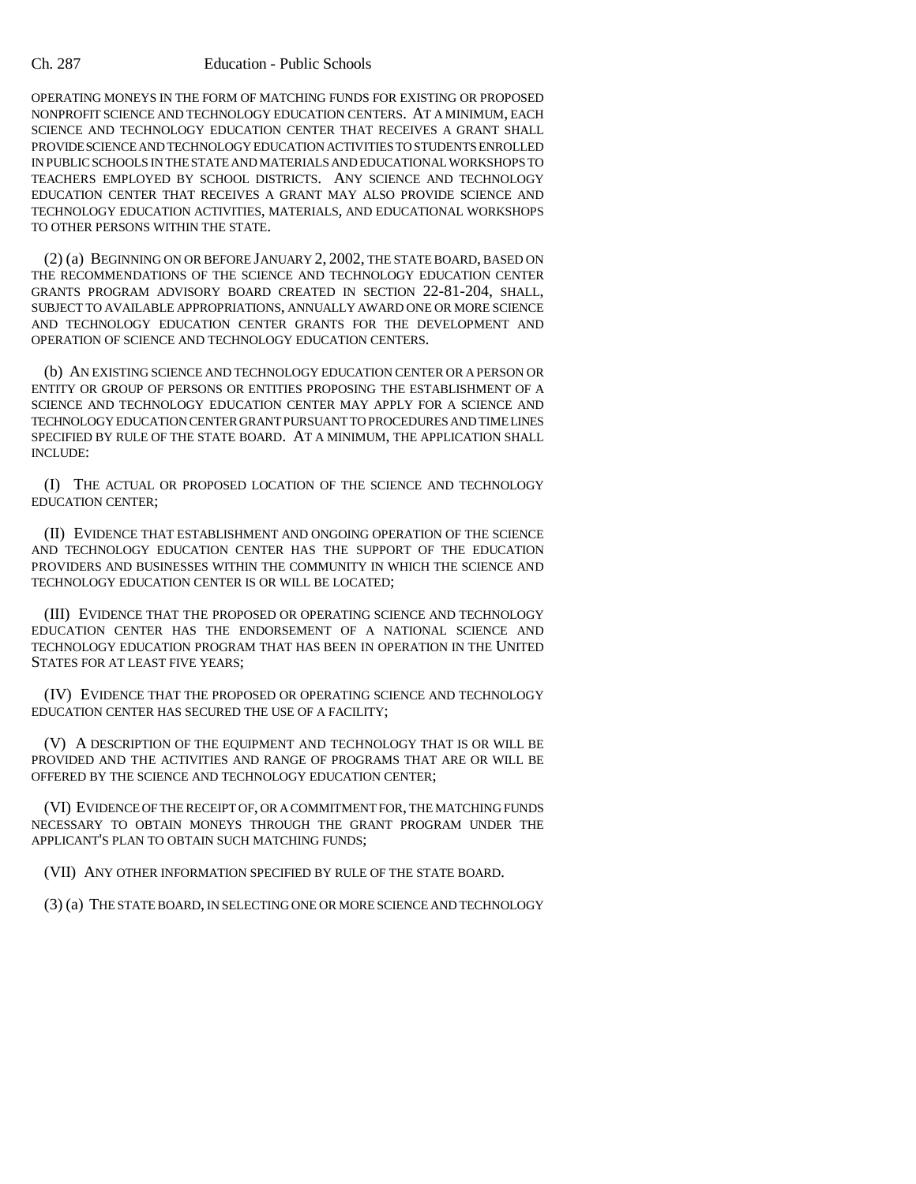OPERATING MONEYS IN THE FORM OF MATCHING FUNDS FOR EXISTING OR PROPOSED NONPROFIT SCIENCE AND TECHNOLOGY EDUCATION CENTERS. AT A MINIMUM, EACH SCIENCE AND TECHNOLOGY EDUCATION CENTER THAT RECEIVES A GRANT SHALL PROVIDE SCIENCE AND TECHNOLOGY EDUCATION ACTIVITIES TO STUDENTS ENROLLED IN PUBLIC SCHOOLS IN THE STATE AND MATERIALS AND EDUCATIONAL WORKSHOPS TO TEACHERS EMPLOYED BY SCHOOL DISTRICTS. ANY SCIENCE AND TECHNOLOGY EDUCATION CENTER THAT RECEIVES A GRANT MAY ALSO PROVIDE SCIENCE AND TECHNOLOGY EDUCATION ACTIVITIES, MATERIALS, AND EDUCATIONAL WORKSHOPS TO OTHER PERSONS WITHIN THE STATE.

(2) (a) BEGINNING ON OR BEFORE JANUARY 2, 2002, THE STATE BOARD, BASED ON THE RECOMMENDATIONS OF THE SCIENCE AND TECHNOLOGY EDUCATION CENTER GRANTS PROGRAM ADVISORY BOARD CREATED IN SECTION 22-81-204, SHALL, SUBJECT TO AVAILABLE APPROPRIATIONS, ANNUALLY AWARD ONE OR MORE SCIENCE AND TECHNOLOGY EDUCATION CENTER GRANTS FOR THE DEVELOPMENT AND OPERATION OF SCIENCE AND TECHNOLOGY EDUCATION CENTERS.

(b) AN EXISTING SCIENCE AND TECHNOLOGY EDUCATION CENTER OR A PERSON OR ENTITY OR GROUP OF PERSONS OR ENTITIES PROPOSING THE ESTABLISHMENT OF A SCIENCE AND TECHNOLOGY EDUCATION CENTER MAY APPLY FOR A SCIENCE AND TECHNOLOGY EDUCATION CENTER GRANT PURSUANT TO PROCEDURES AND TIME LINES SPECIFIED BY RULE OF THE STATE BOARD. AT A MINIMUM, THE APPLICATION SHALL INCLUDE:

(I) THE ACTUAL OR PROPOSED LOCATION OF THE SCIENCE AND TECHNOLOGY EDUCATION CENTER;

(II) EVIDENCE THAT ESTABLISHMENT AND ONGOING OPERATION OF THE SCIENCE AND TECHNOLOGY EDUCATION CENTER HAS THE SUPPORT OF THE EDUCATION PROVIDERS AND BUSINESSES WITHIN THE COMMUNITY IN WHICH THE SCIENCE AND TECHNOLOGY EDUCATION CENTER IS OR WILL BE LOCATED;

(III) EVIDENCE THAT THE PROPOSED OR OPERATING SCIENCE AND TECHNOLOGY EDUCATION CENTER HAS THE ENDORSEMENT OF A NATIONAL SCIENCE AND TECHNOLOGY EDUCATION PROGRAM THAT HAS BEEN IN OPERATION IN THE UNITED STATES FOR AT LEAST FIVE YEARS;

(IV) EVIDENCE THAT THE PROPOSED OR OPERATING SCIENCE AND TECHNOLOGY EDUCATION CENTER HAS SECURED THE USE OF A FACILITY;

(V) A DESCRIPTION OF THE EQUIPMENT AND TECHNOLOGY THAT IS OR WILL BE PROVIDED AND THE ACTIVITIES AND RANGE OF PROGRAMS THAT ARE OR WILL BE OFFERED BY THE SCIENCE AND TECHNOLOGY EDUCATION CENTER;

(VI) EVIDENCE OF THE RECEIPT OF, OR A COMMITMENT FOR, THE MATCHING FUNDS NECESSARY TO OBTAIN MONEYS THROUGH THE GRANT PROGRAM UNDER THE APPLICANT'S PLAN TO OBTAIN SUCH MATCHING FUNDS;

(VII) ANY OTHER INFORMATION SPECIFIED BY RULE OF THE STATE BOARD.

(3) (a) THE STATE BOARD, IN SELECTING ONE OR MORE SCIENCE AND TECHNOLOGY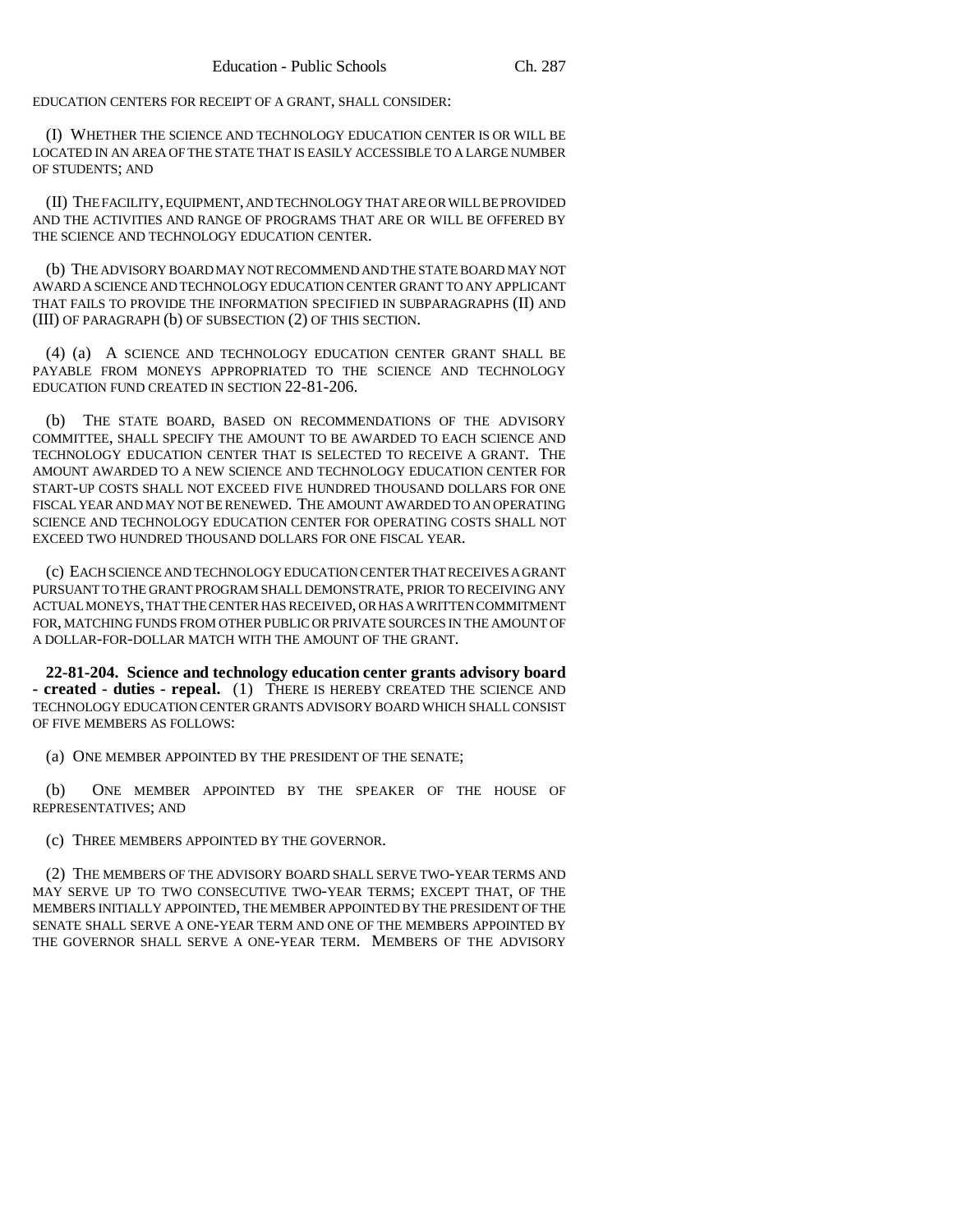EDUCATION CENTERS FOR RECEIPT OF A GRANT, SHALL CONSIDER:

(I) WHETHER THE SCIENCE AND TECHNOLOGY EDUCATION CENTER IS OR WILL BE LOCATED IN AN AREA OF THE STATE THAT IS EASILY ACCESSIBLE TO A LARGE NUMBER OF STUDENTS; AND

(II) THE FACILITY, EQUIPMENT, AND TECHNOLOGY THAT ARE OR WILL BE PROVIDED AND THE ACTIVITIES AND RANGE OF PROGRAMS THAT ARE OR WILL BE OFFERED BY THE SCIENCE AND TECHNOLOGY EDUCATION CENTER.

(b) THE ADVISORY BOARD MAY NOT RECOMMEND AND THE STATE BOARD MAY NOT AWARD A SCIENCE AND TECHNOLOGY EDUCATION CENTER GRANT TO ANY APPLICANT THAT FAILS TO PROVIDE THE INFORMATION SPECIFIED IN SUBPARAGRAPHS (II) AND (III) OF PARAGRAPH (b) OF SUBSECTION (2) OF THIS SECTION.

(4) (a) A SCIENCE AND TECHNOLOGY EDUCATION CENTER GRANT SHALL BE PAYABLE FROM MONEYS APPROPRIATED TO THE SCIENCE AND TECHNOLOGY EDUCATION FUND CREATED IN SECTION 22-81-206.

(b) THE STATE BOARD, BASED ON RECOMMENDATIONS OF THE ADVISORY COMMITTEE, SHALL SPECIFY THE AMOUNT TO BE AWARDED TO EACH SCIENCE AND TECHNOLOGY EDUCATION CENTER THAT IS SELECTED TO RECEIVE A GRANT. THE AMOUNT AWARDED TO A NEW SCIENCE AND TECHNOLOGY EDUCATION CENTER FOR START-UP COSTS SHALL NOT EXCEED FIVE HUNDRED THOUSAND DOLLARS FOR ONE FISCAL YEAR AND MAY NOT BE RENEWED. THE AMOUNT AWARDED TO AN OPERATING SCIENCE AND TECHNOLOGY EDUCATION CENTER FOR OPERATING COSTS SHALL NOT EXCEED TWO HUNDRED THOUSAND DOLLARS FOR ONE FISCAL YEAR.

(c) EACH SCIENCE AND TECHNOLOGY EDUCATION CENTER THAT RECEIVES A GRANT PURSUANT TO THE GRANT PROGRAM SHALL DEMONSTRATE, PRIOR TO RECEIVING ANY ACTUAL MONEYS, THAT THE CENTER HAS RECEIVED, OR HAS A WRITTEN COMMITMENT FOR, MATCHING FUNDS FROM OTHER PUBLIC OR PRIVATE SOURCES IN THE AMOUNT OF A DOLLAR-FOR-DOLLAR MATCH WITH THE AMOUNT OF THE GRANT.

**22-81-204. Science and technology education center grants advisory board - created - duties - repeal.** (1) THERE IS HEREBY CREATED THE SCIENCE AND TECHNOLOGY EDUCATION CENTER GRANTS ADVISORY BOARD WHICH SHALL CONSIST OF FIVE MEMBERS AS FOLLOWS:

(a) ONE MEMBER APPOINTED BY THE PRESIDENT OF THE SENATE;

(b) ONE MEMBER APPOINTED BY THE SPEAKER OF THE HOUSE OF REPRESENTATIVES; AND

(c) THREE MEMBERS APPOINTED BY THE GOVERNOR.

(2) THE MEMBERS OF THE ADVISORY BOARD SHALL SERVE TWO-YEAR TERMS AND MAY SERVE UP TO TWO CONSECUTIVE TWO-YEAR TERMS; EXCEPT THAT, OF THE MEMBERS INITIALLY APPOINTED, THE MEMBER APPOINTED BY THE PRESIDENT OF THE SENATE SHALL SERVE A ONE-YEAR TERM AND ONE OF THE MEMBERS APPOINTED BY THE GOVERNOR SHALL SERVE A ONE-YEAR TERM. MEMBERS OF THE ADVISORY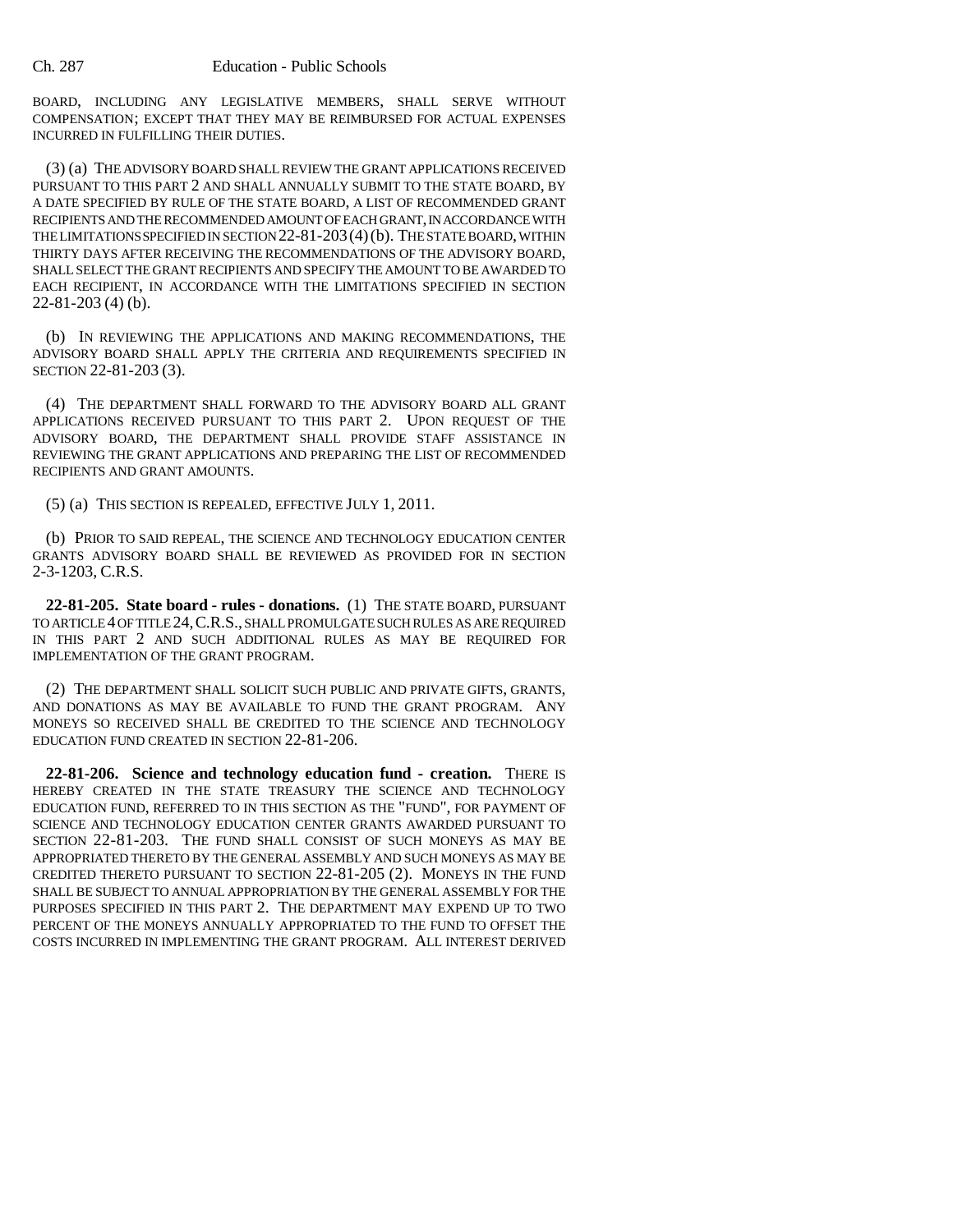BOARD, INCLUDING ANY LEGISLATIVE MEMBERS, SHALL SERVE WITHOUT COMPENSATION; EXCEPT THAT THEY MAY BE REIMBURSED FOR ACTUAL EXPENSES INCURRED IN FULFILLING THEIR DUTIES.

(3) (a) THE ADVISORY BOARD SHALL REVIEW THE GRANT APPLICATIONS RECEIVED PURSUANT TO THIS PART 2 AND SHALL ANNUALLY SUBMIT TO THE STATE BOARD, BY A DATE SPECIFIED BY RULE OF THE STATE BOARD, A LIST OF RECOMMENDED GRANT RECIPIENTS AND THE RECOMMENDED AMOUNT OF EACH GRANT, IN ACCORDANCE WITH THE LIMITATIONS SPECIFIED IN SECTION 22-81-203 (4) (b). THE STATE BOARD, WITHIN THIRTY DAYS AFTER RECEIVING THE RECOMMENDATIONS OF THE ADVISORY BOARD, SHALL SELECT THE GRANT RECIPIENTS AND SPECIFY THE AMOUNT TO BE AWARDED TO EACH RECIPIENT, IN ACCORDANCE WITH THE LIMITATIONS SPECIFIED IN SECTION 22-81-203 (4) (b).

(b) IN REVIEWING THE APPLICATIONS AND MAKING RECOMMENDATIONS, THE ADVISORY BOARD SHALL APPLY THE CRITERIA AND REQUIREMENTS SPECIFIED IN SECTION 22-81-203 (3).

(4) THE DEPARTMENT SHALL FORWARD TO THE ADVISORY BOARD ALL GRANT APPLICATIONS RECEIVED PURSUANT TO THIS PART 2. UPON REQUEST OF THE ADVISORY BOARD, THE DEPARTMENT SHALL PROVIDE STAFF ASSISTANCE IN REVIEWING THE GRANT APPLICATIONS AND PREPARING THE LIST OF RECOMMENDED RECIPIENTS AND GRANT AMOUNTS.

(5) (a) THIS SECTION IS REPEALED, EFFECTIVE JULY 1, 2011.

(b) PRIOR TO SAID REPEAL, THE SCIENCE AND TECHNOLOGY EDUCATION CENTER GRANTS ADVISORY BOARD SHALL BE REVIEWED AS PROVIDED FOR IN SECTION 2-3-1203, C.R.S.

**22-81-205. State board - rules - donations.** (1) THE STATE BOARD, PURSUANT TO ARTICLE 4 OF TITLE 24, C.R.S., SHALL PROMULGATE SUCH RULES AS ARE REQUIRED IN THIS PART 2 AND SUCH ADDITIONAL RULES AS MAY BE REQUIRED FOR IMPLEMENTATION OF THE GRANT PROGRAM.

(2) THE DEPARTMENT SHALL SOLICIT SUCH PUBLIC AND PRIVATE GIFTS, GRANTS, AND DONATIONS AS MAY BE AVAILABLE TO FUND THE GRANT PROGRAM. ANY MONEYS SO RECEIVED SHALL BE CREDITED TO THE SCIENCE AND TECHNOLOGY EDUCATION FUND CREATED IN SECTION 22-81-206.

**22-81-206. Science and technology education fund - creation.** THERE IS HEREBY CREATED IN THE STATE TREASURY THE SCIENCE AND TECHNOLOGY EDUCATION FUND, REFERRED TO IN THIS SECTION AS THE "FUND", FOR PAYMENT OF SCIENCE AND TECHNOLOGY EDUCATION CENTER GRANTS AWARDED PURSUANT TO SECTION 22-81-203. THE FUND SHALL CONSIST OF SUCH MONEYS AS MAY BE APPROPRIATED THERETO BY THE GENERAL ASSEMBLY AND SUCH MONEYS AS MAY BE CREDITED THERETO PURSUANT TO SECTION 22-81-205 (2). MONEYS IN THE FUND SHALL BE SUBJECT TO ANNUAL APPROPRIATION BY THE GENERAL ASSEMBLY FOR THE PURPOSES SPECIFIED IN THIS PART 2. THE DEPARTMENT MAY EXPEND UP TO TWO PERCENT OF THE MONEYS ANNUALLY APPROPRIATED TO THE FUND TO OFFSET THE COSTS INCURRED IN IMPLEMENTING THE GRANT PROGRAM. ALL INTEREST DERIVED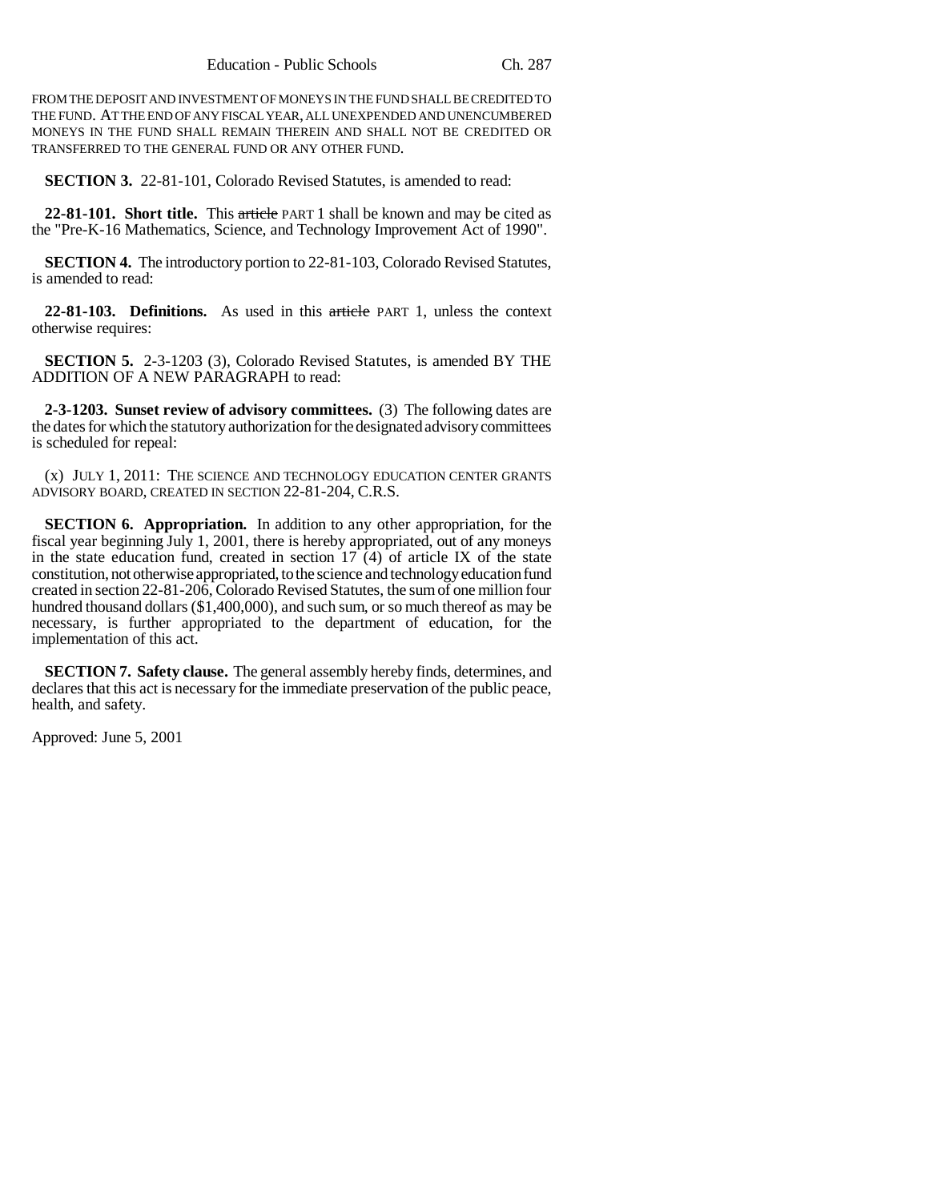FROM THE DEPOSIT AND INVESTMENT OF MONEYS IN THE FUND SHALL BE CREDITED TO THE FUND. AT THE END OF ANY FISCAL YEAR, ALL UNEXPENDED AND UNENCUMBERED MONEYS IN THE FUND SHALL REMAIN THEREIN AND SHALL NOT BE CREDITED OR TRANSFERRED TO THE GENERAL FUND OR ANY OTHER FUND.

**SECTION 3.** 22-81-101, Colorado Revised Statutes, is amended to read:

**22-81-101. Short title.** This ~~article~~ PART 1 shall be known and may be cited as the "Pre-K-16 Mathematics, Science, and Technology Improvement Act of 1990".

**SECTION 4.** The introductory portion to 22-81-103, Colorado Revised Statutes, is amended to read:

**22-81-103. Definitions.** As used in this ~~article~~ PART 1, unless the context otherwise requires:

**SECTION 5.** 2-3-1203 (3), Colorado Revised Statutes, is amended BY THE ADDITION OF A NEW PARAGRAPH to read:

**2-3-1203. Sunset review of advisory committees.** (3) The following dates are the dates for which the statutory authorization for the designated advisory committees is scheduled for repeal:

(x) JULY 1, 2011: THE SCIENCE AND TECHNOLOGY EDUCATION CENTER GRANTS ADVISORY BOARD, CREATED IN SECTION 22-81-204, C.R.S.

**SECTION 6. Appropriation.** In addition to any other appropriation, for the fiscal year beginning July 1, 2001, there is hereby appropriated, out of any moneys in the state education fund, created in section 17 (4) of article IX of the state constitution, not otherwise appropriated, to the science and technology education fund created in section 22-81-206, Colorado Revised Statutes, the sum of one million four hundred thousand dollars ($1,400,000), and such sum, or so much thereof as may be necessary, is further appropriated to the department of education, for the implementation of this act.

**SECTION 7. Safety clause.** The general assembly hereby finds, determines, and declares that this act is necessary for the immediate preservation of the public peace, health, and safety.

Approved: June 5, 2001